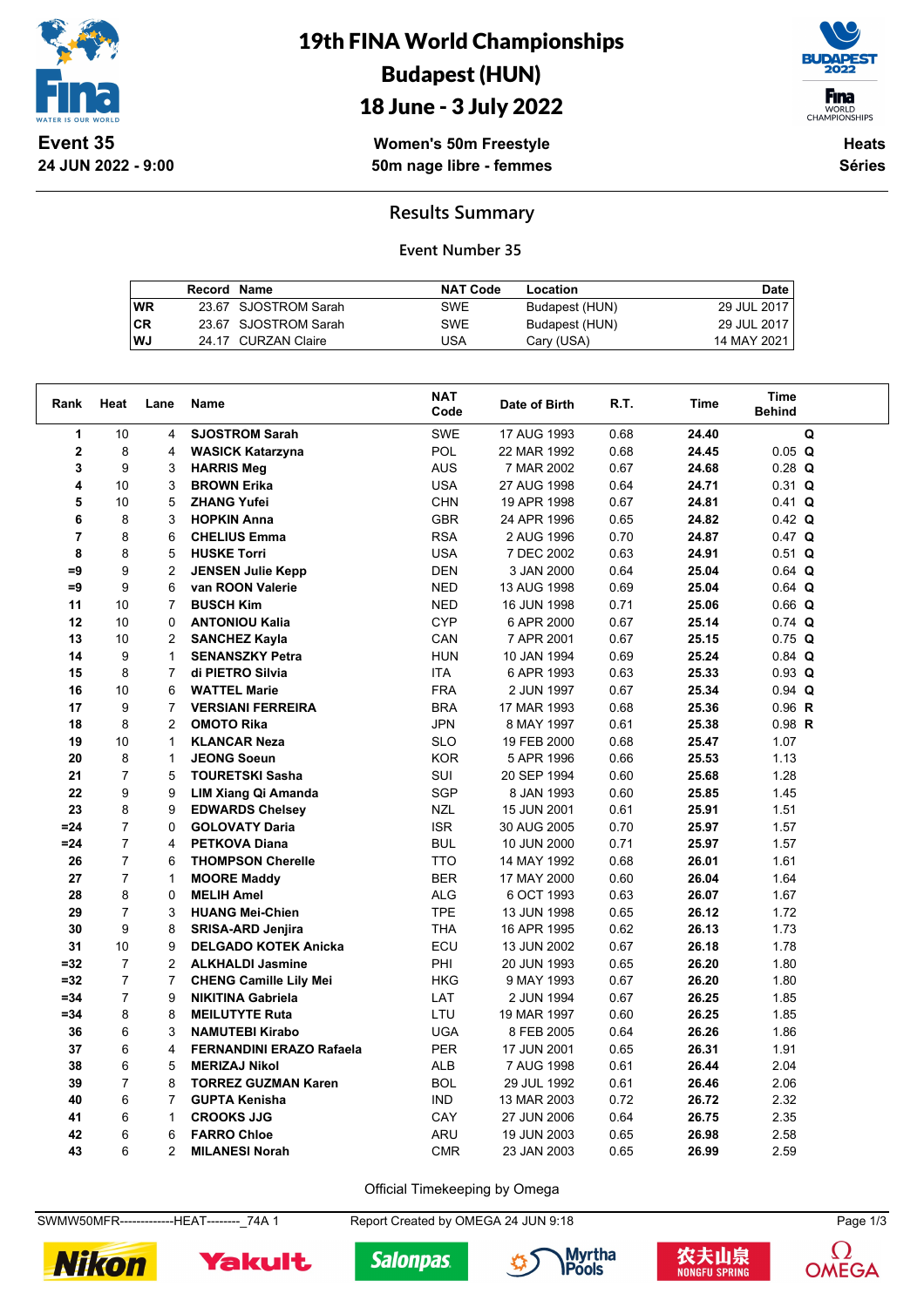# 19th FINA World Championships
# Budapest (HUN)
# 18 June - 3 July 2022

**Event 35**
**24 JUN 2022 - 9:00**

**Women's 50m Freestyle**
**50m nage libre - femmes**

**Heats**
**Séries**

## Results Summary

### Event Number 35

| | Record | Name | NAT Code | Location | Date |
|---|---|---|---|---|---|
| WR | 23.67 | SJOSTROM Sarah | SWE | Budapest (HUN) | 29 JUL 2017 |
| CR | 23.67 | SJOSTROM Sarah | SWE | Budapest (HUN) | 29 JUL 2017 |
| WJ | 24.17 | CURZAN Claire | USA | Cary (USA) | 14 MAY 2021 |

| Rank | Heat | Lane | Name | NAT Code | Date of Birth | R.T. | Time | Time Behind | |
|---|---|---|---|---|---|---|---|---|---|
| 1 | 10 | 4 | SJOSTROM Sarah | SWE | 17 AUG 1993 | 0.68 | 24.40 | | Q |
| 2 | 8 | 4 | WASICK Katarzyna | POL | 22 MAR 1992 | 0.68 | 24.45 | 0.05 | Q |
| 3 | 9 | 3 | HARRIS Meg | AUS | 7 MAR 2002 | 0.67 | 24.68 | 0.28 | Q |
| 4 | 10 | 3 | BROWN Erika | USA | 27 AUG 1998 | 0.64 | 24.71 | 0.31 | Q |
| 5 | 10 | 5 | ZHANG Yufei | CHN | 19 APR 1998 | 0.67 | 24.81 | 0.41 | Q |
| 6 | 8 | 3 | HOPKIN Anna | GBR | 24 APR 1996 | 0.65 | 24.82 | 0.42 | Q |
| 7 | 8 | 6 | CHELIUS Emma | RSA | 2 AUG 1996 | 0.70 | 24.87 | 0.47 | Q |
| 8 | 8 | 5 | HUSKE Torri | USA | 7 DEC 2002 | 0.63 | 24.91 | 0.51 | Q |
| =9 | 9 | 2 | JENSEN Julie Kepp | DEN | 3 JAN 2000 | 0.64 | 25.04 | 0.64 | Q |
| =9 | 9 | 6 | van ROON Valerie | NED | 13 AUG 1998 | 0.69 | 25.04 | 0.64 | Q |
| 11 | 10 | 7 | BUSCH Kim | NED | 16 JUN 1998 | 0.71 | 25.06 | 0.66 | Q |
| 12 | 10 | 0 | ANTONIOU Kalia | CYP | 6 APR 2000 | 0.67 | 25.14 | 0.74 | Q |
| 13 | 10 | 2 | SANCHEZ Kayla | CAN | 7 APR 2001 | 0.67 | 25.15 | 0.75 | Q |
| 14 | 9 | 1 | SENANSZKY Petra | HUN | 10 JAN 1994 | 0.69 | 25.24 | 0.84 | Q |
| 15 | 8 | 7 | di PIETRO Silvia | ITA | 6 APR 1993 | 0.63 | 25.33 | 0.93 | Q |
| 16 | 10 | 6 | WATTEL Marie | FRA | 2 JUN 1997 | 0.67 | 25.34 | 0.94 | Q |
| 17 | 9 | 7 | VERSIANI FERREIRA | BRA | 17 MAR 1993 | 0.68 | 25.36 | 0.96 | R |
| 18 | 8 | 2 | OMOTO Rika | JPN | 8 MAY 1997 | 0.61 | 25.38 | 0.98 | R |
| 19 | 10 | 1 | KLANCAR Neza | SLO | 19 FEB 2000 | 0.68 | 25.47 | 1.07 | |
| 20 | 8 | 1 | JEONG Soeun | KOR | 5 APR 1996 | 0.66 | 25.53 | 1.13 | |
| 21 | 7 | 5 | TOURETSKI Sasha | SUI | 20 SEP 1994 | 0.60 | 25.68 | 1.28 | |
| 22 | 9 | 9 | LIM Xiang Qi Amanda | SGP | 8 JAN 1993 | 0.60 | 25.85 | 1.45 | |
| 23 | 8 | 9 | EDWARDS Chelsey | NZL | 15 JUN 2001 | 0.61 | 25.91 | 1.51 | |
| =24 | 7 | 0 | GOLOVATY Daria | ISR | 30 AUG 2005 | 0.70 | 25.97 | 1.57 | |
| =24 | 7 | 4 | PETKOVA Diana | BUL | 10 JUN 2000 | 0.71 | 25.97 | 1.57 | |
| 26 | 7 | 6 | THOMPSON Cherelle | TTO | 14 MAY 1992 | 0.68 | 26.01 | 1.61 | |
| 27 | 7 | 1 | MOORE Maddy | BER | 17 MAY 2000 | 0.60 | 26.04 | 1.64 | |
| 28 | 8 | 0 | MELIH Amel | ALG | 6 OCT 1993 | 0.63 | 26.07 | 1.67 | |
| 29 | 7 | 3 | HUANG Mei-Chien | TPE | 13 JUN 1998 | 0.65 | 26.12 | 1.72 | |
| 30 | 9 | 8 | SRISA-ARD Jenjira | THA | 16 APR 1995 | 0.62 | 26.13 | 1.73 | |
| 31 | 10 | 9 | DELGADO KOTEK Anicka | ECU | 13 JUN 2002 | 0.67 | 26.18 | 1.78 | |
| =32 | 7 | 2 | ALKHALDI Jasmine | PHI | 20 JUN 1993 | 0.65 | 26.20 | 1.80 | |
| =32 | 7 | 7 | CHENG Camille Lily Mei | HKG | 9 MAY 1993 | 0.67 | 26.20 | 1.80 | |
| =34 | 7 | 9 | NIKITINA Gabriela | LAT | 2 JUN 1994 | 0.67 | 26.25 | 1.85 | |
| =34 | 8 | 8 | MEILUTYTE Ruta | LTU | 19 MAR 1997 | 0.60 | 26.25 | 1.85 | |
| 36 | 6 | 3 | NAMUTEBI Kirabo | UGA | 8 FEB 2005 | 0.64 | 26.26 | 1.86 | |
| 37 | 6 | 4 | FERNANDINI ERAZO Rafaela | PER | 17 JUN 2001 | 0.65 | 26.31 | 1.91 | |
| 38 | 6 | 5 | MERIZAJ Nikol | ALB | 7 AUG 1998 | 0.61 | 26.44 | 2.04 | |
| 39 | 7 | 8 | TORREZ GUZMAN Karen | BOL | 29 JUL 1992 | 0.61 | 26.46 | 2.06 | |
| 40 | 6 | 7 | GUPTA Kenisha | IND | 13 MAR 2003 | 0.72 | 26.72 | 2.32 | |
| 41 | 6 | 1 | CROOKS JJG | CAY | 27 JUN 2006 | 0.64 | 26.75 | 2.35 | |
| 42 | 6 | 6 | FARRO Chloe | ARU | 19 JUN 2003 | 0.65 | 26.98 | 2.58 | |
| 43 | 6 | 2 | MILANESI Norah | CMR | 23 JAN 2003 | 0.65 | 26.99 | 2.59 | |

Official Timekeeping by Omega

SWMW50MFR-------------HEAT--------_74A 1 Report Created by OMEGA 24 JUN 9:18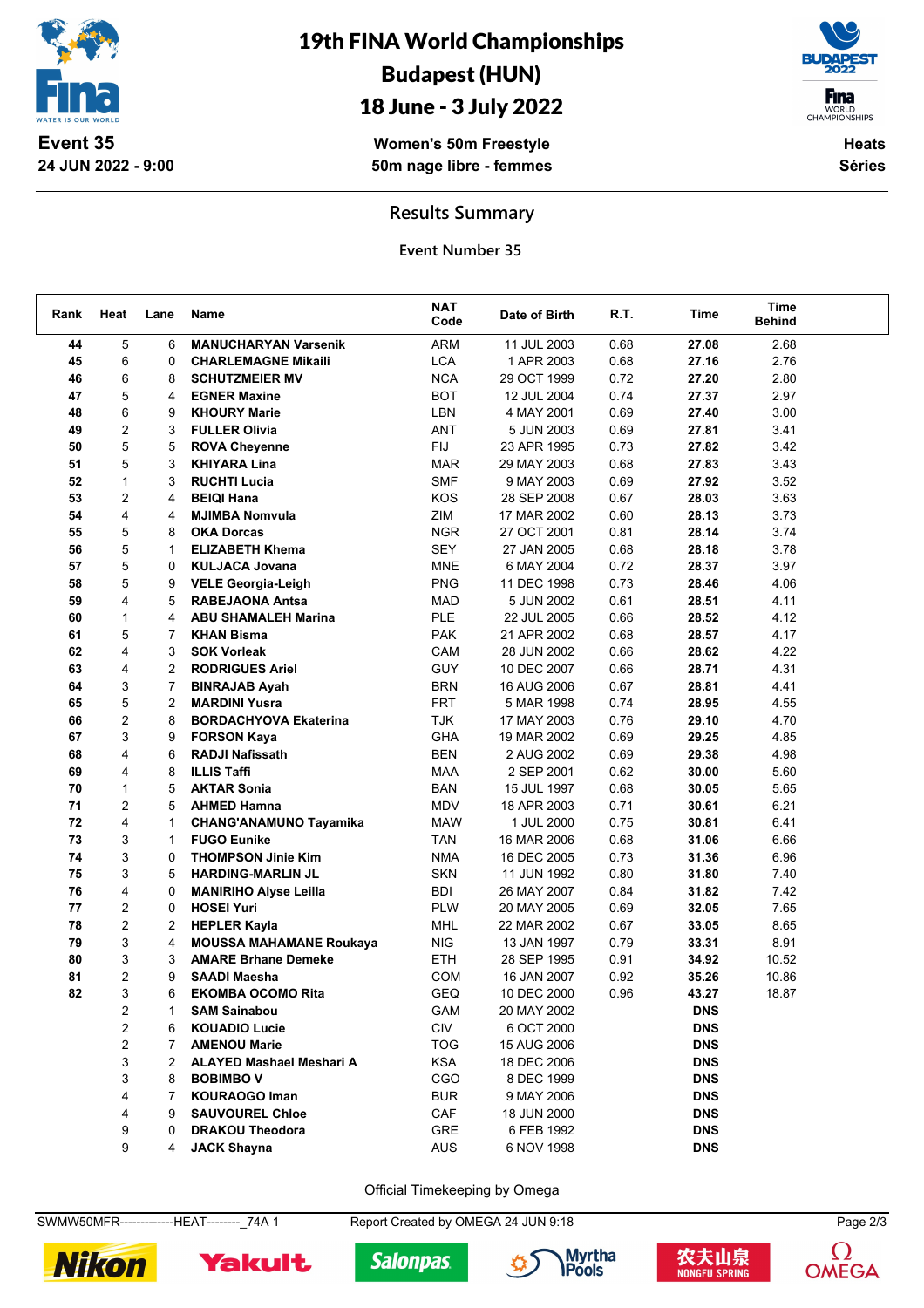# 19th FINA World Championships
# Budapest (HUN)
# 18 June - 3 July 2022

**Event 35**
**24 JUN 2022 - 9:00**

**Women's 50m Freestyle**
**50m nage libre - femmes**

**Heats**
**Séries**

## Results Summary

### Event Number 35

| Rank | Heat | Lane | Name | NAT Code | Date of Birth | R.T. | Time | Time Behind |
|---|---|---|---|---|---|---|---|---|
| 44 | 5 | 6 | MANUCHARYAN Varsenik | ARM | 11 JUL 2003 | 0.68 | 27.08 | 2.68 |
| 45 | 6 | 0 | CHARLEMAGNE Mikaili | LCA | 1 APR 2003 | 0.68 | 27.16 | 2.76 |
| 46 | 6 | 8 | SCHUTZMEIER MV | NCA | 29 OCT 1999 | 0.72 | 27.20 | 2.80 |
| 47 | 5 | 4 | EGNER Maxine | BOT | 12 JUL 2004 | 0.74 | 27.37 | 2.97 |
| 48 | 6 | 9 | KHOURY Marie | LBN | 4 MAY 2001 | 0.69 | 27.40 | 3.00 |
| 49 | 2 | 3 | FULLER Olivia | ANT | 5 JUN 2003 | 0.69 | 27.81 | 3.41 |
| 50 | 5 | 5 | ROVA Cheyenne | FIJ | 23 APR 1995 | 0.73 | 27.82 | 3.42 |
| 51 | 5 | 3 | KHIYARA Lina | MAR | 29 MAY 2003 | 0.68 | 27.83 | 3.43 |
| 52 | 1 | 3 | RUCHTI Lucia | SMF | 9 MAY 2003 | 0.69 | 27.92 | 3.52 |
| 53 | 2 | 4 | BEIQI Hana | KOS | 28 SEP 2008 | 0.67 | 28.03 | 3.63 |
| 54 | 4 | 4 | MJIMBA Nomvula | ZIM | 17 MAR 2002 | 0.60 | 28.13 | 3.73 |
| 55 | 5 | 8 | OKA Dorcas | NGR | 27 OCT 2001 | 0.81 | 28.14 | 3.74 |
| 56 | 5 | 1 | ELIZABETH Khema | SEY | 27 JAN 2005 | 0.68 | 28.18 | 3.78 |
| 57 | 5 | 0 | KULJACA Jovana | MNE | 6 MAY 2004 | 0.72 | 28.37 | 3.97 |
| 58 | 5 | 9 | VELE Georgia-Leigh | PNG | 11 DEC 1998 | 0.73 | 28.46 | 4.06 |
| 59 | 4 | 5 | RABEJAONA Antsa | MAD | 5 JUN 2002 | 0.61 | 28.51 | 4.11 |
| 60 | 1 | 4 | ABU SHAMALEH Marina | PLE | 22 JUL 2005 | 0.66 | 28.52 | 4.12 |
| 61 | 5 | 7 | KHAN Bisma | PAK | 21 APR 2002 | 0.68 | 28.57 | 4.17 |
| 62 | 4 | 3 | SOK Vorleak | CAM | 28 JUN 2002 | 0.66 | 28.62 | 4.22 |
| 63 | 4 | 2 | RODRIGUES Ariel | GUY | 10 DEC 2007 | 0.66 | 28.71 | 4.31 |
| 64 | 3 | 7 | BINRAJAB Ayah | BRN | 16 AUG 2006 | 0.67 | 28.81 | 4.41 |
| 65 | 5 | 2 | MARDINI Yusra | FRT | 5 MAR 1998 | 0.74 | 28.95 | 4.55 |
| 66 | 2 | 8 | BORDACHYOVA Ekaterina | TJK | 17 MAY 2003 | 0.76 | 29.10 | 4.70 |
| 67 | 3 | 9 | FORSON Kaya | GHA | 19 MAR 2002 | 0.69 | 29.25 | 4.85 |
| 68 | 4 | 6 | RADJI Nafissath | BEN | 2 AUG 2002 | 0.69 | 29.38 | 4.98 |
| 69 | 4 | 8 | ILLIS Taffi | MAA | 2 SEP 2001 | 0.62 | 30.00 | 5.60 |
| 70 | 1 | 5 | AKTAR Sonia | BAN | 15 JUL 1997 | 0.68 | 30.05 | 5.65 |
| 71 | 2 | 5 | AHMED Hamna | MDV | 18 APR 2003 | 0.71 | 30.61 | 6.21 |
| 72 | 4 | 1 | CHANG'ANAMUNO Tayamika | MAW | 1 JUL 2000 | 0.75 | 30.81 | 6.41 |
| 73 | 3 | 1 | FUGO Eunike | TAN | 16 MAR 2006 | 0.68 | 31.06 | 6.66 |
| 74 | 3 | 0 | THOMPSON Jinie Kim | NMA | 16 DEC 2005 | 0.73 | 31.36 | 6.96 |
| 75 | 3 | 5 | HARDING-MARLIN JL | SKN | 11 JUN 1992 | 0.80 | 31.80 | 7.40 |
| 76 | 4 | 0 | MANIRIHO Alyse Leilla | BDI | 26 MAY 2007 | 0.84 | 31.82 | 7.42 |
| 77 | 2 | 0 | HOSEI Yuri | PLW | 20 MAY 2005 | 0.69 | 32.05 | 7.65 |
| 78 | 2 | 2 | HEPLER Kayla | MHL | 22 MAR 2002 | 0.67 | 33.05 | 8.65 |
| 79 | 3 | 4 | MOUSSA MAHAMANE Roukaya | NIG | 13 JAN 1997 | 0.79 | 33.31 | 8.91 |
| 80 | 3 | 3 | AMARE Brhane Demeke | ETH | 28 SEP 1995 | 0.91 | 34.92 | 10.52 |
| 81 | 2 | 9 | SAADI Maesha | COM | 16 JAN 2007 | 0.92 | 35.26 | 10.86 |
| 82 | 3 | 6 | EKOMBA OCOMO Rita | GEQ | 10 DEC 2000 | 0.96 | 43.27 | 18.87 |
| | 2 | 1 | SAM Sainabou | GAM | 20 MAY 2002 | | DNS | |
| | 2 | 6 | KOUADIO Lucie | CIV | 6 OCT 2000 | | DNS | |
| | 2 | 7 | AMENOU Marie | TOG | 15 AUG 2006 | | DNS | |
| | 3 | 2 | ALAYED Mashael Meshari A | KSA | 18 DEC 2006 | | DNS | |
| | 3 | 8 | BOBIMBO V | CGO | 8 DEC 1999 | | DNS | |
| | 4 | 7 | KOURAOGO Iman | BUR | 9 MAY 2006 | | DNS | |
| | 4 | 9 | SAUVOUREL Chloe | CAF | 18 JUN 2000 | | DNS | |
| | 9 | 0 | DRAKOU Theodora | GRE | 6 FEB 1992 | | DNS | |
| | 9 | 4 | JACK Shayna | AUS | 6 NOV 1998 | | DNS | |

Official Timekeeping by Omega

SWMW50MFR-------------HEAT--------_74A 1 Report Created by OMEGA 24 JUN 9:18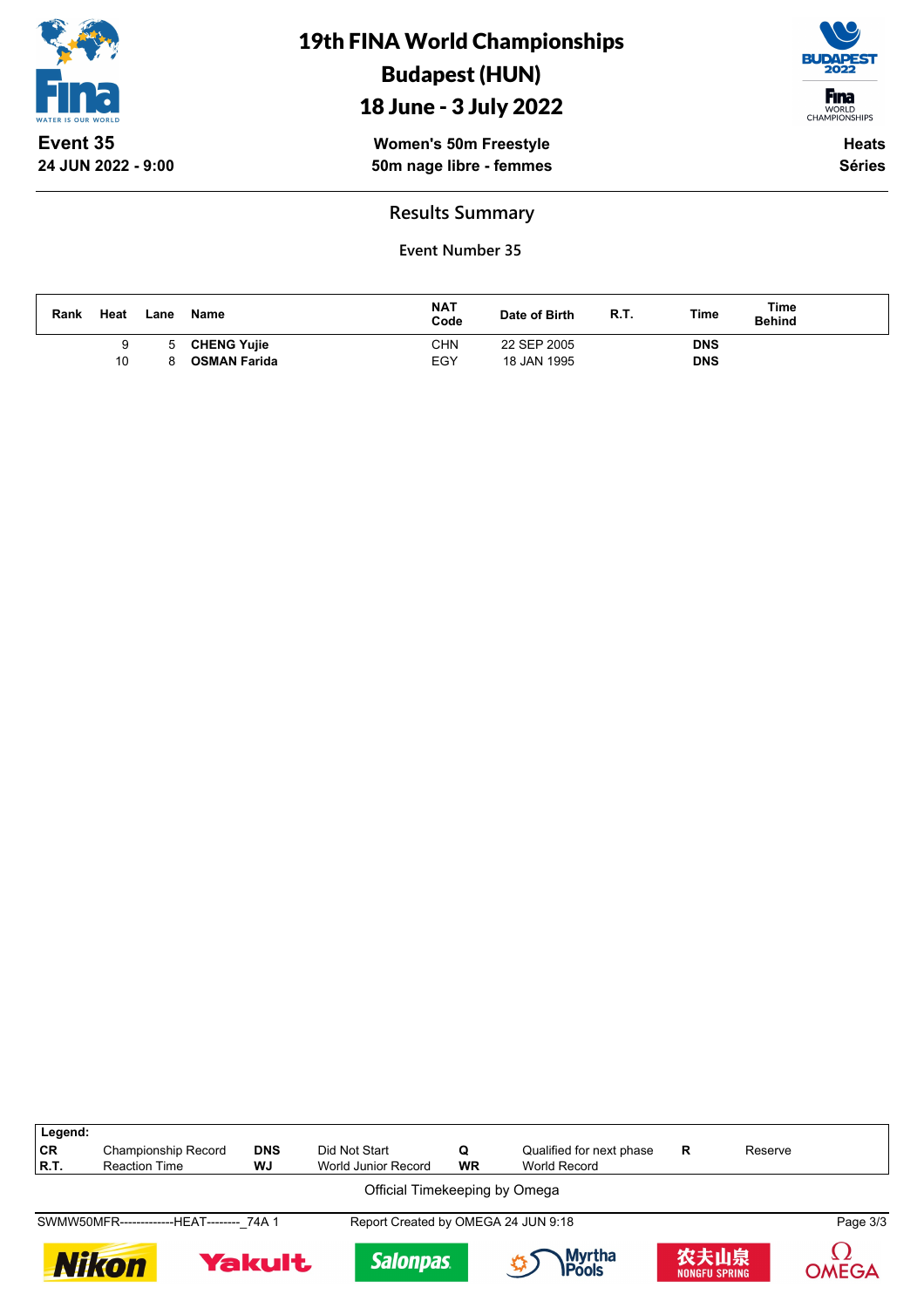# 19th FINA World Championships

## Budapest (HUN)

## 18 June - 3 July 2022

**Event 35**

**24 JUN 2022 - 9:00**

**Women's 50m Freestyle**

**50m nage libre - femmes**

**Heats**

**Séries**

### Results Summary

**Event Number 35**

| Rank | Heat | Lane | Name | NAT Code | Date of Birth | R.T. | Time | Time Behind |
|---|---|---|---|---|---|---|---|---|
| | 9 | 5 | **CHENG Yujie** | CHN | 22 SEP 2005 | | **DNS** | |
| | 10 | 8 | **OSMAN Farida** | EGY | 18 JAN 1995 | | **DNS** | |

**Legend:**

| | | | | | | | |
|---|---|---|---|---|---|---|---|
| **CR** | Championship Record | **DNS** | Did Not Start | **Q** | Qualified for next phase | **R** | Reserve |
| **R.T.** | Reaction Time | **WJ** | World Junior Record | **WR** | World Record | | |

Official Timekeeping by Omega

SWMW50MFR-------------HEAT--------_74A 1

Report Created by OMEGA 24 JUN 9:18